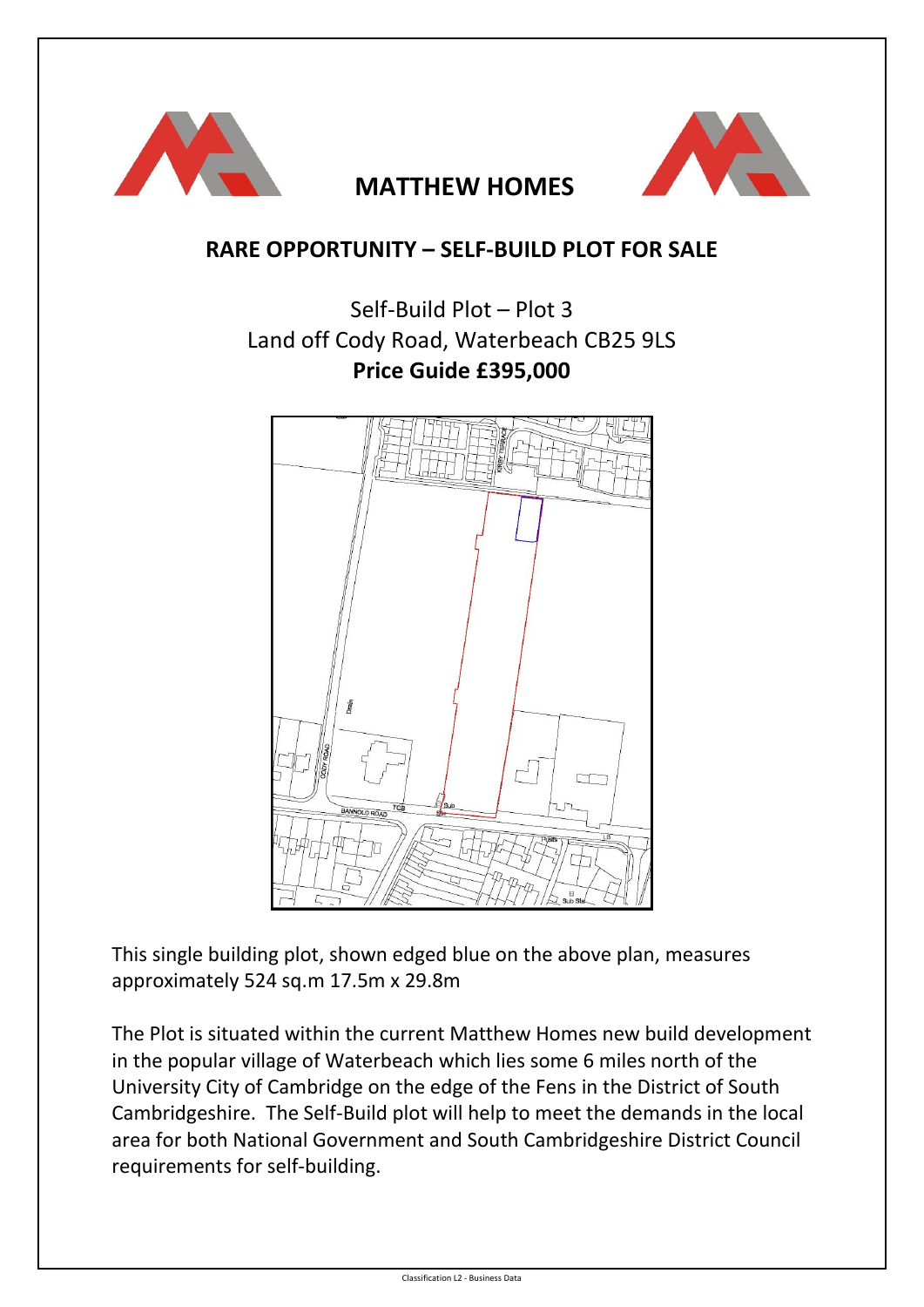# MATTHEW HOMES

## RARE OPPORTUNITY – SELF-BUILD PLOT FOR SALE

Self-Build Plot – Plot 3
Land off Cody Road, Waterbeach CB25 9LS
**Price Guide £395,000**

This single building plot, shown edged blue on the above plan, measures approximately 524 sq.m 17.5m x 29.8m

The Plot is situated within the current Matthew Homes new build development in the popular village of Waterbeach which lies some 6 miles north of the University City of Cambridge on the edge of the Fens in the District of South Cambridgeshire. The Self-Build plot will help to meet the demands in the local area for both National Government and South Cambridgeshire District Council requirements for self-building.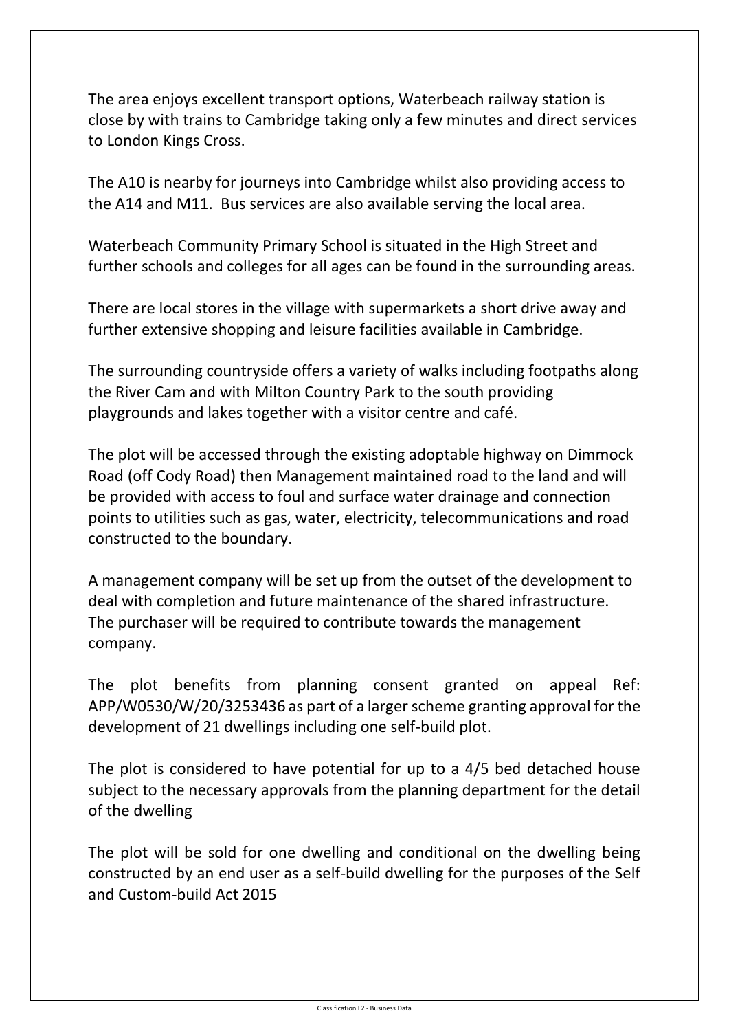The area enjoys excellent transport options, Waterbeach railway station is close by with trains to Cambridge taking only a few minutes and direct services to London Kings Cross.

The A10 is nearby for journeys into Cambridge whilst also providing access to the A14 and M11. Bus services are also available serving the local area.

Waterbeach Community Primary School is situated in the High Street and further schools and colleges for all ages can be found in the surrounding areas.

There are local stores in the village with supermarkets a short drive away and further extensive shopping and leisure facilities available in Cambridge.

The surrounding countryside offers a variety of walks including footpaths along the River Cam and with Milton Country Park to the south providing playgrounds and lakes together with a visitor centre and café.

The plot will be accessed through the existing adoptable highway on Dimmock Road (off Cody Road) then Management maintained road to the land and will be provided with access to foul and surface water drainage and connection points to utilities such as gas, water, electricity, telecommunications and road constructed to the boundary.

A management company will be set up from the outset of the development to deal with completion and future maintenance of the shared infrastructure. The purchaser will be required to contribute towards the management company.

The plot benefits from planning consent granted on appeal Ref: APP/W0530/W/20/3253436 as part of a larger scheme granting approval for the development of 21 dwellings including one self-build plot.

The plot is considered to have potential for up to a 4/5 bed detached house subject to the necessary approvals from the planning department for the detail of the dwelling

The plot will be sold for one dwelling and conditional on the dwelling being constructed by an end user as a self-build dwelling for the purposes of the Self and Custom-build Act 2015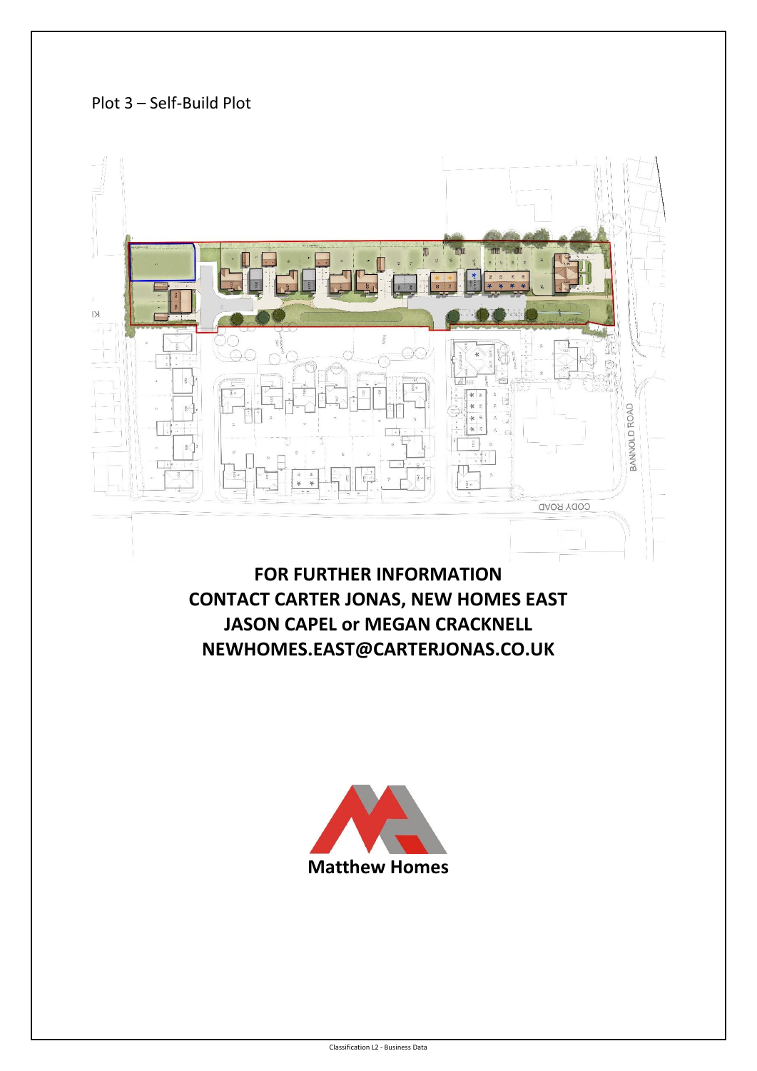Plot 3 – Self-Build Plot

**FOR FURTHER INFORMATION**
**CONTACT CARTER JONAS, NEW HOMES EAST**
**JASON CAPEL or MEGAN CRACKNELL**
**NEWHOMES.EAST@CARTERJONAS.CO.UK**

**Matthew Homes**

Classification L2 - Business Data